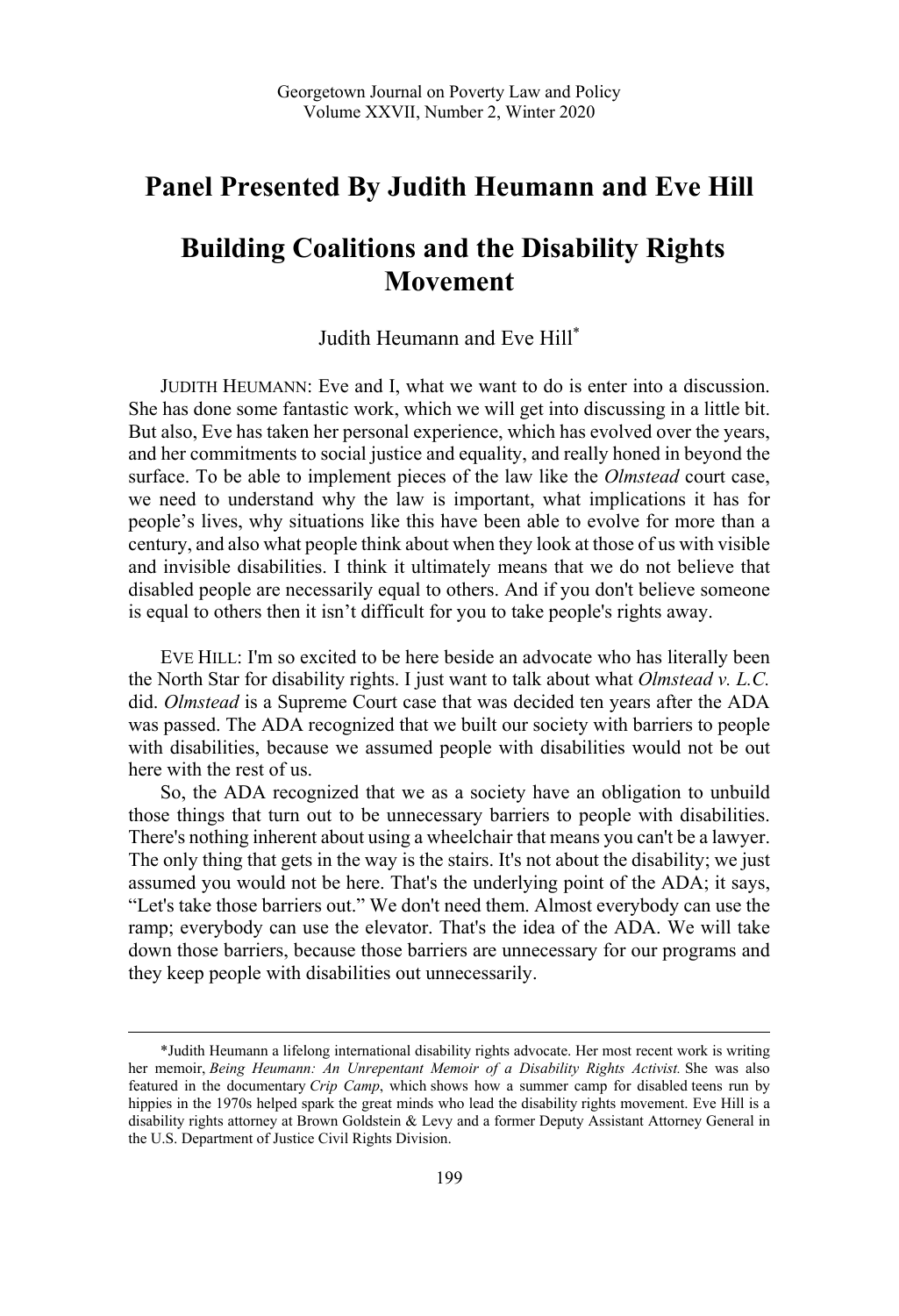# Panel Presented By Judith Heumann and Eve Hill

# Building Coalitions and the Disability Rights Movement

Judith Heumann and Eve Hill*

JUDITH HEUMANN: Eve and I, what we want to do is enter into a discussion. She has done some fantastic work, which we will get into discussing in a little bit. But also, Eve has taken her personal experience, which has evolved over the years, and her commitments to social justice and equality, and really honed in beyond the surface. To be able to implement pieces of the law like the *Olmstead* court case, we need to understand why the law is important, what implications it has for people's lives, why situations like this have been able to evolve for more than a century, and also what people think about when they look at those of us with visible and invisible disabilities. I think it ultimately means that we do not believe that disabled people are necessarily equal to others. And if you don't believe someone is equal to others then it isn't difficult for you to take people's rights away.

EVE HILL: I'm so excited to be here beside an advocate who has literally been the North Star for disability rights. I just want to talk about what *Olmstead v. L.C.* did. *Olmstead* is a Supreme Court case that was decided ten years after the ADA was passed. The ADA recognized that we built our society with barriers to people with disabilities, because we assumed people with disabilities would not be out here with the rest of us.

So, the ADA recognized that we as a society have an obligation to unbuild those things that turn out to be unnecessary barriers to people with disabilities. There's nothing inherent about using a wheelchair that means you can't be a lawyer. The only thing that gets in the way is the stairs. It's not about the disability; we just assumed you would not be here. That's the underlying point of the ADA; it says, "Let's take those barriers out." We don't need them. Almost everybody can use the ramp; everybody can use the elevator. That's the idea of the ADA. We will take down those barriers, because those barriers are unnecessary for our programs and they keep people with disabilities out unnecessarily.

---

*Judith Heumann a lifelong international disability rights advocate. Her most recent work is writing her memoir, *Being Heumann: An Unrepentant Memoir of a Disability Rights Activist.* She was also featured in the documentary *Crip Camp*, which shows how a summer camp for disabled teens run by hippies in the 1970s helped spark the great minds who lead the disability rights movement. Eve Hill is a disability rights attorney at Brown Goldstein & Levy and a former Deputy Assistant Attorney General in the U.S. Department of Justice Civil Rights Division.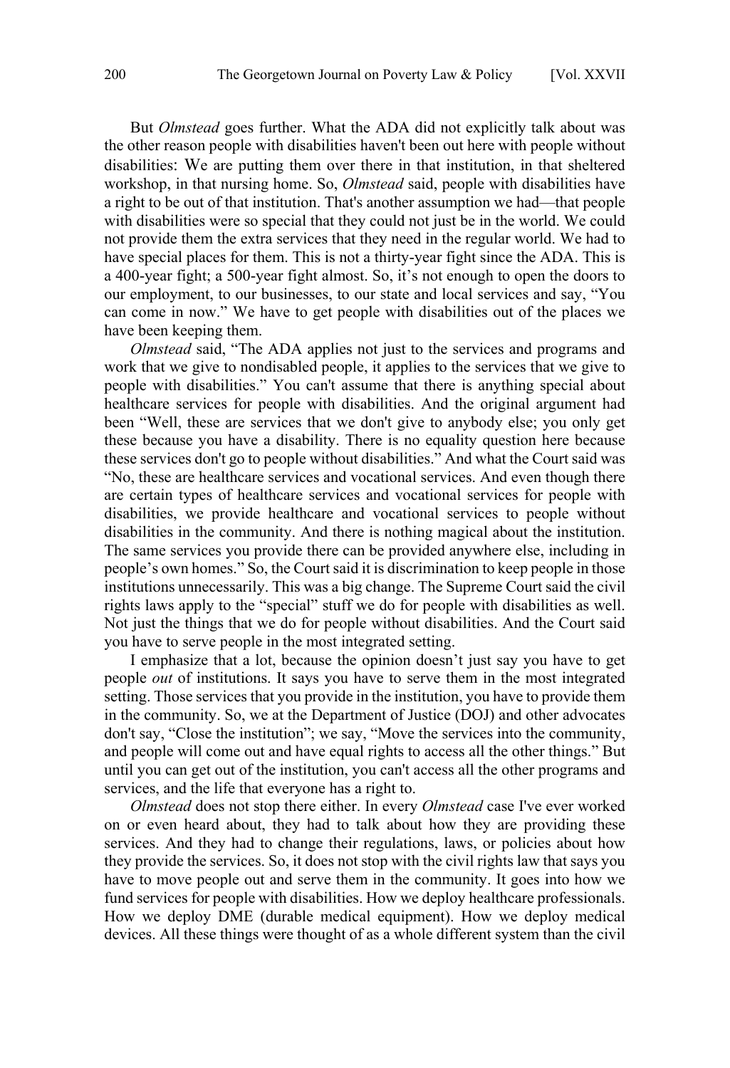But *Olmstead* goes further. What the ADA did not explicitly talk about was the other reason people with disabilities haven't been out here with people without disabilities: We are putting them over there in that institution, in that sheltered workshop, in that nursing home. So, *Olmstead* said, people with disabilities have a right to be out of that institution. That's another assumption we had—that people with disabilities were so special that they could not just be in the world. We could not provide them the extra services that they need in the regular world. We had to have special places for them. This is not a thirty-year fight since the ADA. This is a 400-year fight; a 500-year fight almost. So, it's not enough to open the doors to our employment, to our businesses, to our state and local services and say, "You can come in now." We have to get people with disabilities out of the places we have been keeping them.

*Olmstead* said, "The ADA applies not just to the services and programs and work that we give to nondisabled people, it applies to the services that we give to people with disabilities." You can't assume that there is anything special about healthcare services for people with disabilities. And the original argument had been "Well, these are services that we don't give to anybody else; you only get these because you have a disability. There is no equality question here because these services don't go to people without disabilities." And what the Court said was "No, these are healthcare services and vocational services. And even though there are certain types of healthcare services and vocational services for people with disabilities, we provide healthcare and vocational services to people without disabilities in the community. And there is nothing magical about the institution. The same services you provide there can be provided anywhere else, including in people's own homes." So, the Court said it is discrimination to keep people in those institutions unnecessarily. This was a big change. The Supreme Court said the civil rights laws apply to the "special" stuff we do for people with disabilities as well. Not just the things that we do for people without disabilities. And the Court said you have to serve people in the most integrated setting.

I emphasize that a lot, because the opinion doesn't just say you have to get people *out* of institutions. It says you have to serve them in the most integrated setting. Those services that you provide in the institution, you have to provide them in the community. So, we at the Department of Justice (DOJ) and other advocates don't say, "Close the institution"; we say, "Move the services into the community, and people will come out and have equal rights to access all the other things." But until you can get out of the institution, you can't access all the other programs and services, and the life that everyone has a right to.

*Olmstead* does not stop there either. In every *Olmstead* case I've ever worked on or even heard about, they had to talk about how they are providing these services. And they had to change their regulations, laws, or policies about how they provide the services. So, it does not stop with the civil rights law that says you have to move people out and serve them in the community. It goes into how we fund services for people with disabilities. How we deploy healthcare professionals. How we deploy DME (durable medical equipment). How we deploy medical devices. All these things were thought of as a whole different system than the civil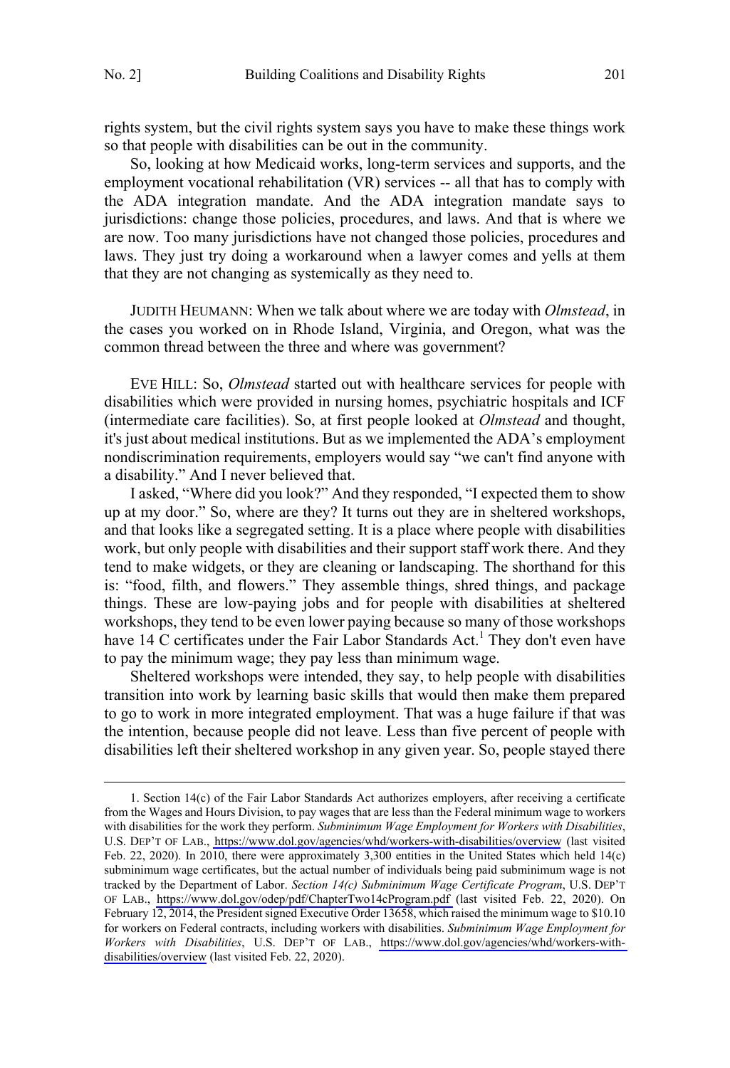rights system, but the civil rights system says you have to make these things work so that people with disabilities can be out in the community.

So, looking at how Medicaid works, long-term services and supports, and the employment vocational rehabilitation (VR) services -- all that has to comply with the ADA integration mandate. And the ADA integration mandate says to jurisdictions: change those policies, procedures, and laws. And that is where we are now. Too many jurisdictions have not changed those policies, procedures and laws. They just try doing a workaround when a lawyer comes and yells at them that they are not changing as systemically as they need to.

JUDITH HEUMANN: When we talk about where we are today with *Olmstead*, in the cases you worked on in Rhode Island, Virginia, and Oregon, what was the common thread between the three and where was government?

EVE HILL: So, *Olmstead* started out with healthcare services for people with disabilities which were provided in nursing homes, psychiatric hospitals and ICF (intermediate care facilities). So, at first people looked at *Olmstead* and thought, it's just about medical institutions. But as we implemented the ADA's employment nondiscrimination requirements, employers would say "we can't find anyone with a disability." And I never believed that.

I asked, "Where did you look?" And they responded, "I expected them to show up at my door." So, where are they? It turns out they are in sheltered workshops, and that looks like a segregated setting. It is a place where people with disabilities work, but only people with disabilities and their support staff work there. And they tend to make widgets, or they are cleaning or landscaping. The shorthand for this is: "food, filth, and flowers." They assemble things, shred things, and package things. These are low-paying jobs and for people with disabilities at sheltered workshops, they tend to be even lower paying because so many of those workshops have 14 C certificates under the Fair Labor Standards Act.[1] They don't even have to pay the minimum wage; they pay less than minimum wage.

Sheltered workshops were intended, they say, to help people with disabilities transition into work by learning basic skills that would then make them prepared to go to work in more integrated employment. That was a huge failure if that was the intention, because people did not leave. Less than five percent of people with disabilities left their sheltered workshop in any given year. So, people stayed there

1. Section 14(c) of the Fair Labor Standards Act authorizes employers, after receiving a certificate from the Wages and Hours Division, to pay wages that are less than the Federal minimum wage to workers with disabilities for the work they perform. *Subminimum Wage Employment for Workers with Disabilities*, U.S. DEP'T OF LAB., https://www.dol.gov/agencies/whd/workers-with-disabilities/overview (last visited Feb. 22, 2020). In 2010, there were approximately 3,300 entities in the United States which held 14(c) subminimum wage certificates, but the actual number of individuals being paid subminimum wage is not tracked by the Department of Labor. *Section 14(c) Subminimum Wage Certificate Program*, U.S. DEP'T OF LAB., https://www.dol.gov/odep/pdf/ChapterTwo14cProgram.pdf (last visited Feb. 22, 2020). On February 12, 2014, the President signed Executive Order 13658, which raised the minimum wage to $10.10 for workers on Federal contracts, including workers with disabilities. *Subminimum Wage Employment for Workers with Disabilities*, U.S. DEP'T OF LAB., https://www.dol.gov/agencies/whd/workers-with-disabilities/overview (last visited Feb. 22, 2020).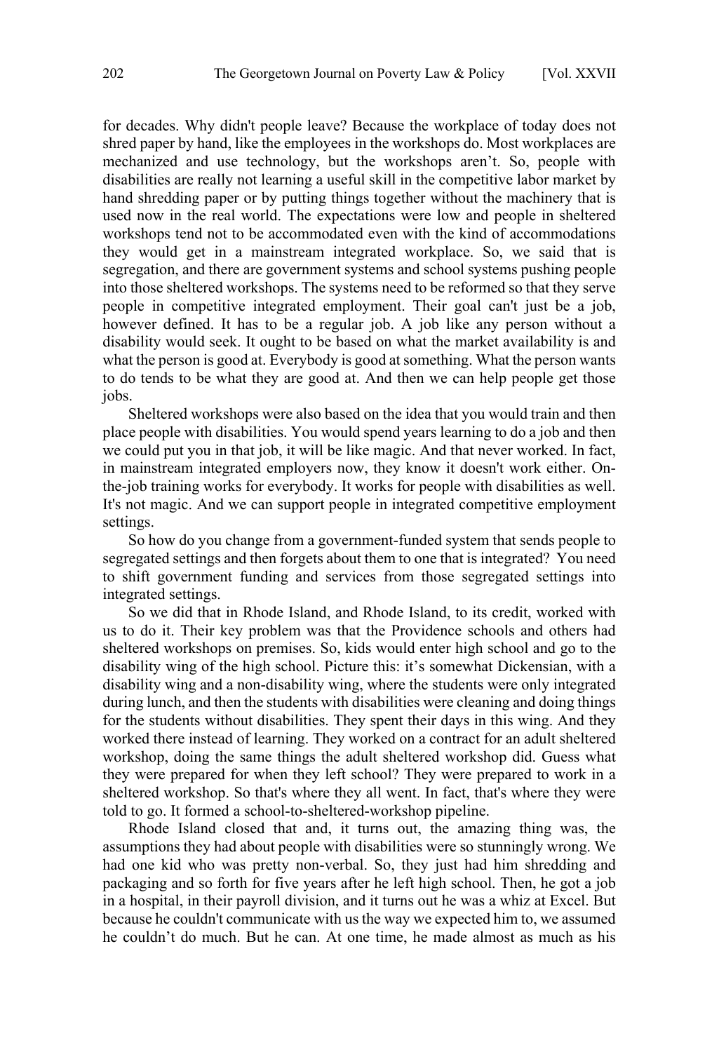for decades. Why didn't people leave? Because the workplace of today does not shred paper by hand, like the employees in the workshops do. Most workplaces are mechanized and use technology, but the workshops aren't. So, people with disabilities are really not learning a useful skill in the competitive labor market by hand shredding paper or by putting things together without the machinery that is used now in the real world. The expectations were low and people in sheltered workshops tend not to be accommodated even with the kind of accommodations they would get in a mainstream integrated workplace. So, we said that is segregation, and there are government systems and school systems pushing people into those sheltered workshops. The systems need to be reformed so that they serve people in competitive integrated employment. Their goal can't just be a job, however defined. It has to be a regular job. A job like any person without a disability would seek. It ought to be based on what the market availability is and what the person is good at. Everybody is good at something. What the person wants to do tends to be what they are good at. And then we can help people get those jobs.

Sheltered workshops were also based on the idea that you would train and then place people with disabilities. You would spend years learning to do a job and then we could put you in that job, it will be like magic. And that never worked. In fact, in mainstream integrated employers now, they know it doesn't work either. On-the-job training works for everybody. It works for people with disabilities as well. It's not magic. And we can support people in integrated competitive employment settings.

So how do you change from a government-funded system that sends people to segregated settings and then forgets about them to one that is integrated? You need to shift government funding and services from those segregated settings into integrated settings.

So we did that in Rhode Island, and Rhode Island, to its credit, worked with us to do it. Their key problem was that the Providence schools and others had sheltered workshops on premises. So, kids would enter high school and go to the disability wing of the high school. Picture this: it's somewhat Dickensian, with a disability wing and a non-disability wing, where the students were only integrated during lunch, and then the students with disabilities were cleaning and doing things for the students without disabilities. They spent their days in this wing. And they worked there instead of learning. They worked on a contract for an adult sheltered workshop, doing the same things the adult sheltered workshop did. Guess what they were prepared for when they left school? They were prepared to work in a sheltered workshop. So that's where they all went. In fact, that's where they were told to go. It formed a school-to-sheltered-workshop pipeline.

Rhode Island closed that and, it turns out, the amazing thing was, the assumptions they had about people with disabilities were so stunningly wrong. We had one kid who was pretty non-verbal. So, they just had him shredding and packaging and so forth for five years after he left high school. Then, he got a job in a hospital, in their payroll division, and it turns out he was a whiz at Excel. But because he couldn't communicate with us the way we expected him to, we assumed he couldn't do much. But he can. At one time, he made almost as much as his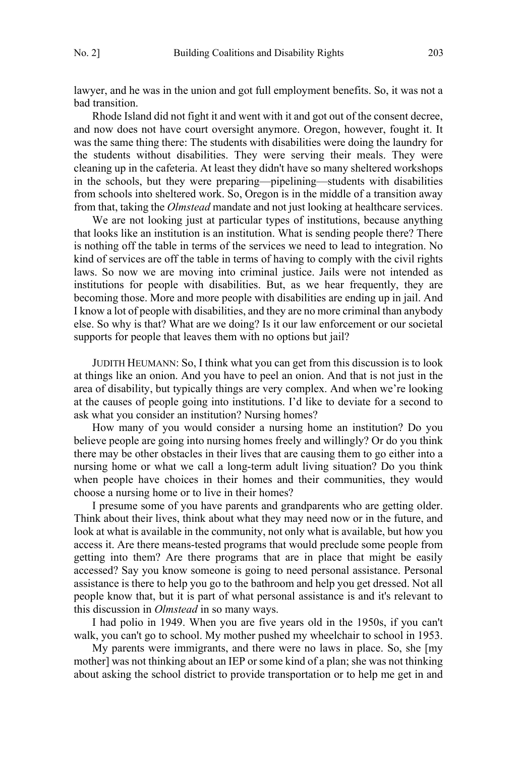lawyer, and he was in the union and got full employment benefits. So, it was not a bad transition.

Rhode Island did not fight it and went with it and got out of the consent decree, and now does not have court oversight anymore. Oregon, however, fought it. It was the same thing there: The students with disabilities were doing the laundry for the students without disabilities. They were serving their meals. They were cleaning up in the cafeteria. At least they didn't have so many sheltered workshops in the schools, but they were preparing—pipelining—students with disabilities from schools into sheltered work. So, Oregon is in the middle of a transition away from that, taking the *Olmstead* mandate and not just looking at healthcare services.

We are not looking just at particular types of institutions, because anything that looks like an institution is an institution. What is sending people there? There is nothing off the table in terms of the services we need to lead to integration. No kind of services are off the table in terms of having to comply with the civil rights laws. So now we are moving into criminal justice. Jails were not intended as institutions for people with disabilities. But, as we hear frequently, they are becoming those. More and more people with disabilities are ending up in jail. And I know a lot of people with disabilities, and they are no more criminal than anybody else. So why is that? What are we doing? Is it our law enforcement or our societal supports for people that leaves them with no options but jail?

JUDITH HEUMANN: So, I think what you can get from this discussion is to look at things like an onion. And you have to peel an onion. And that is not just in the area of disability, but typically things are very complex. And when we're looking at the causes of people going into institutions. I'd like to deviate for a second to ask what you consider an institution? Nursing homes?

How many of you would consider a nursing home an institution? Do you believe people are going into nursing homes freely and willingly? Or do you think there may be other obstacles in their lives that are causing them to go either into a nursing home or what we call a long-term adult living situation? Do you think when people have choices in their homes and their communities, they would choose a nursing home or to live in their homes?

I presume some of you have parents and grandparents who are getting older. Think about their lives, think about what they may need now or in the future, and look at what is available in the community, not only what is available, but how you access it. Are there means-tested programs that would preclude some people from getting into them? Are there programs that are in place that might be easily accessed? Say you know someone is going to need personal assistance. Personal assistance is there to help you go to the bathroom and help you get dressed. Not all people know that, but it is part of what personal assistance is and it's relevant to this discussion in *Olmstead* in so many ways.

I had polio in 1949. When you are five years old in the 1950s, if you can't walk, you can't go to school. My mother pushed my wheelchair to school in 1953.

My parents were immigrants, and there were no laws in place. So, she [my mother] was not thinking about an IEP or some kind of a plan; she was not thinking about asking the school district to provide transportation or to help me get in and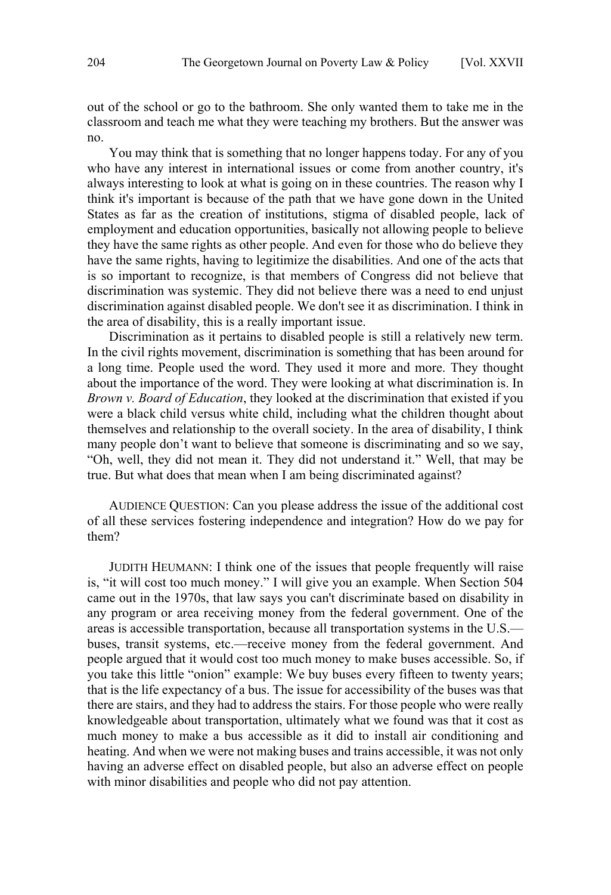out of the school or go to the bathroom. She only wanted them to take me in the classroom and teach me what they were teaching my brothers. But the answer was no.

You may think that is something that no longer happens today. For any of you who have any interest in international issues or come from another country, it's always interesting to look at what is going on in these countries. The reason why I think it's important is because of the path that we have gone down in the United States as far as the creation of institutions, stigma of disabled people, lack of employment and education opportunities, basically not allowing people to believe they have the same rights as other people. And even for those who do believe they have the same rights, having to legitimize the disabilities. And one of the acts that is so important to recognize, is that members of Congress did not believe that discrimination was systemic. They did not believe there was a need to end unjust discrimination against disabled people. We don't see it as discrimination. I think in the area of disability, this is a really important issue.

Discrimination as it pertains to disabled people is still a relatively new term. In the civil rights movement, discrimination is something that has been around for a long time. People used the word. They used it more and more. They thought about the importance of the word. They were looking at what discrimination is. In *Brown v. Board of Education*, they looked at the discrimination that existed if you were a black child versus white child, including what the children thought about themselves and relationship to the overall society. In the area of disability, I think many people don't want to believe that someone is discriminating and so we say, "Oh, well, they did not mean it. They did not understand it." Well, that may be true. But what does that mean when I am being discriminated against?

AUDIENCE QUESTION: Can you please address the issue of the additional cost of all these services fostering independence and integration? How do we pay for them?

JUDITH HEUMANN: I think one of the issues that people frequently will raise is, "it will cost too much money." I will give you an example. When Section 504 came out in the 1970s, that law says you can't discriminate based on disability in any program or area receiving money from the federal government. One of the areas is accessible transportation, because all transportation systems in the U.S.—buses, transit systems, etc.—receive money from the federal government. And people argued that it would cost too much money to make buses accessible. So, if you take this little "onion" example: We buy buses every fifteen to twenty years; that is the life expectancy of a bus. The issue for accessibility of the buses was that there are stairs, and they had to address the stairs. For those people who were really knowledgeable about transportation, ultimately what we found was that it cost as much money to make a bus accessible as it did to install air conditioning and heating. And when we were not making buses and trains accessible, it was not only having an adverse effect on disabled people, but also an adverse effect on people with minor disabilities and people who did not pay attention.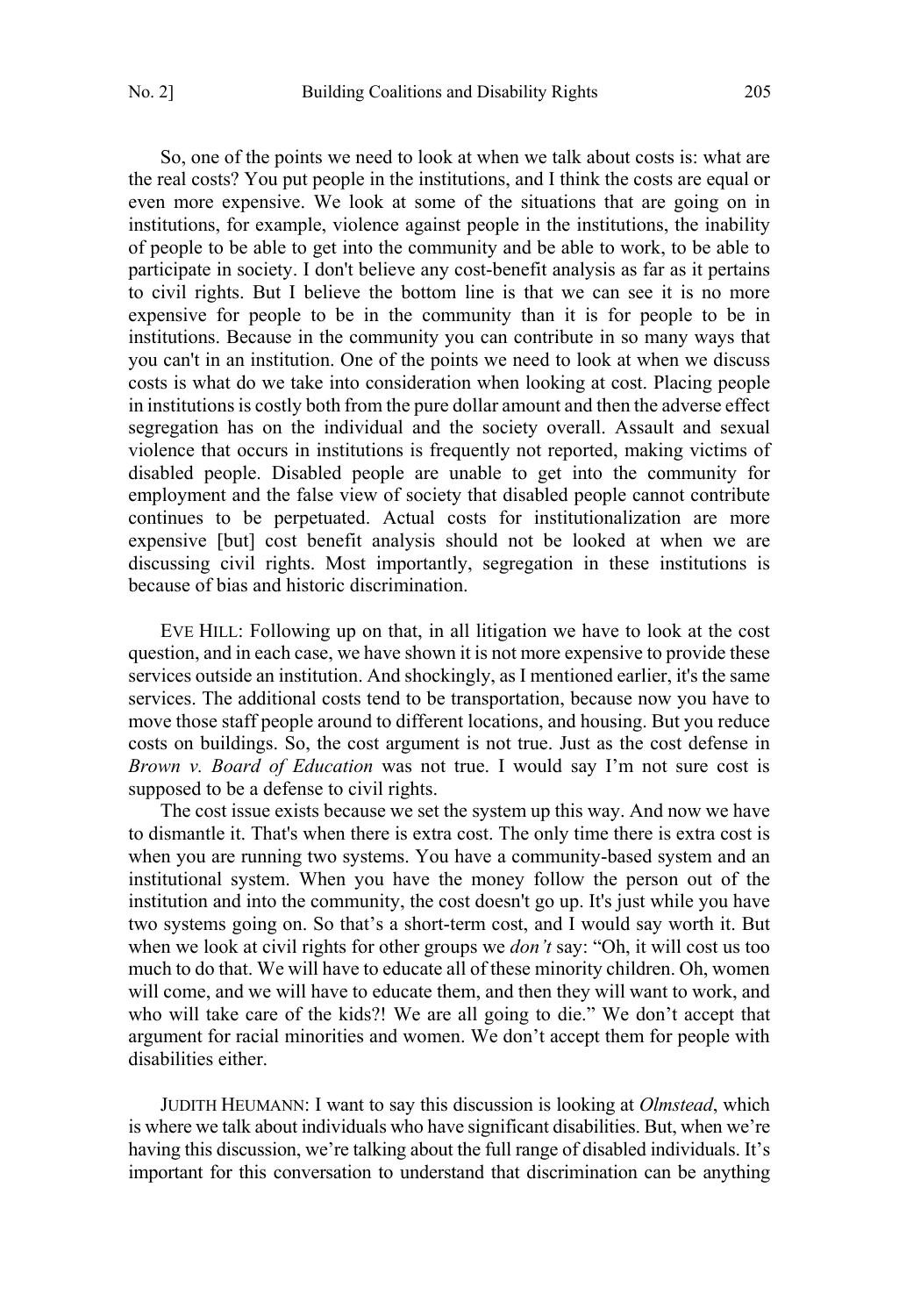So, one of the points we need to look at when we talk about costs is: what are the real costs? You put people in the institutions, and I think the costs are equal or even more expensive. We look at some of the situations that are going on in institutions, for example, violence against people in the institutions, the inability of people to be able to get into the community and be able to work, to be able to participate in society. I don't believe any cost-benefit analysis as far as it pertains to civil rights. But I believe the bottom line is that we can see it is no more expensive for people to be in the community than it is for people to be in institutions. Because in the community you can contribute in so many ways that you can't in an institution. One of the points we need to look at when we discuss costs is what do we take into consideration when looking at cost. Placing people in institutions is costly both from the pure dollar amount and then the adverse effect segregation has on the individual and the society overall. Assault and sexual violence that occurs in institutions is frequently not reported, making victims of disabled people. Disabled people are unable to get into the community for employment and the false view of society that disabled people cannot contribute continues to be perpetuated. Actual costs for institutionalization are more expensive [but] cost benefit analysis should not be looked at when we are discussing civil rights. Most importantly, segregation in these institutions is because of bias and historic discrimination.

EVE HILL: Following up on that, in all litigation we have to look at the cost question, and in each case, we have shown it is not more expensive to provide these services outside an institution. And shockingly, as I mentioned earlier, it's the same services. The additional costs tend to be transportation, because now you have to move those staff people around to different locations, and housing. But you reduce costs on buildings. So, the cost argument is not true. Just as the cost defense in *Brown v. Board of Education* was not true. I would say I'm not sure cost is supposed to be a defense to civil rights.

The cost issue exists because we set the system up this way. And now we have to dismantle it. That's when there is extra cost. The only time there is extra cost is when you are running two systems. You have a community-based system and an institutional system. When you have the money follow the person out of the institution and into the community, the cost doesn't go up. It's just while you have two systems going on. So that's a short-term cost, and I would say worth it. But when we look at civil rights for other groups we *don't* say: "Oh, it will cost us too much to do that. We will have to educate all of these minority children. Oh, women will come, and we will have to educate them, and then they will want to work, and who will take care of the kids?! We are all going to die." We don't accept that argument for racial minorities and women. We don't accept them for people with disabilities either.

JUDITH HEUMANN: I want to say this discussion is looking at *Olmstead*, which is where we talk about individuals who have significant disabilities. But, when we're having this discussion, we're talking about the full range of disabled individuals. It's important for this conversation to understand that discrimination can be anything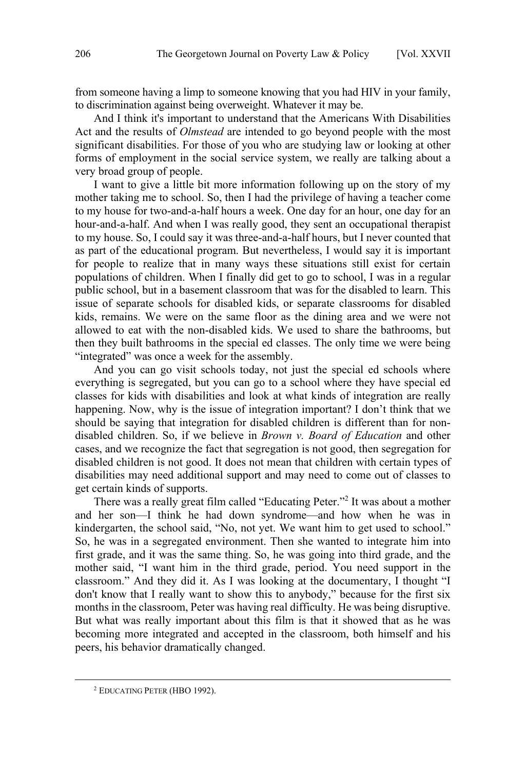from someone having a limp to someone knowing that you had HIV in your family, to discrimination against being overweight. Whatever it may be.

And I think it's important to understand that the Americans With Disabilities Act and the results of *Olmstead* are intended to go beyond people with the most significant disabilities. For those of you who are studying law or looking at other forms of employment in the social service system, we really are talking about a very broad group of people.

I want to give a little bit more information following up on the story of my mother taking me to school. So, then I had the privilege of having a teacher come to my house for two-and-a-half hours a week. One day for an hour, one day for an hour-and-a-half. And when I was really good, they sent an occupational therapist to my house. So, I could say it was three-and-a-half hours, but I never counted that as part of the educational program. But nevertheless, I would say it is important for people to realize that in many ways these situations still exist for certain populations of children. When I finally did get to go to school, I was in a regular public school, but in a basement classroom that was for the disabled to learn. This issue of separate schools for disabled kids, or separate classrooms for disabled kids, remains. We were on the same floor as the dining area and we were not allowed to eat with the non-disabled kids. We used to share the bathrooms, but then they built bathrooms in the special ed classes. The only time we were being "integrated" was once a week for the assembly.

And you can go visit schools today, not just the special ed schools where everything is segregated, but you can go to a school where they have special ed classes for kids with disabilities and look at what kinds of integration are really happening. Now, why is the issue of integration important? I don't think that we should be saying that integration for disabled children is different than for non-disabled children. So, if we believe in *Brown v. Board of Education* and other cases, and we recognize the fact that segregation is not good, then segregation for disabled children is not good. It does not mean that children with certain types of disabilities may need additional support and may need to come out of classes to get certain kinds of supports.

There was a really great film called "Educating Peter."[2] It was about a mother and her son—I think he had down syndrome—and how when he was in kindergarten, the school said, "No, not yet. We want him to get used to school." So, he was in a segregated environment. Then she wanted to integrate him into first grade, and it was the same thing. So, he was going into third grade, and the mother said, "I want him in the third grade, period. You need support in the classroom." And they did it. As I was looking at the documentary, I thought "I don't know that I really want to show this to anybody," because for the first six months in the classroom, Peter was having real difficulty. He was being disruptive. But what was really important about this film is that it showed that as he was becoming more integrated and accepted in the classroom, both himself and his peers, his behavior dramatically changed.

[2] EDUCATING PETER (HBO 1992).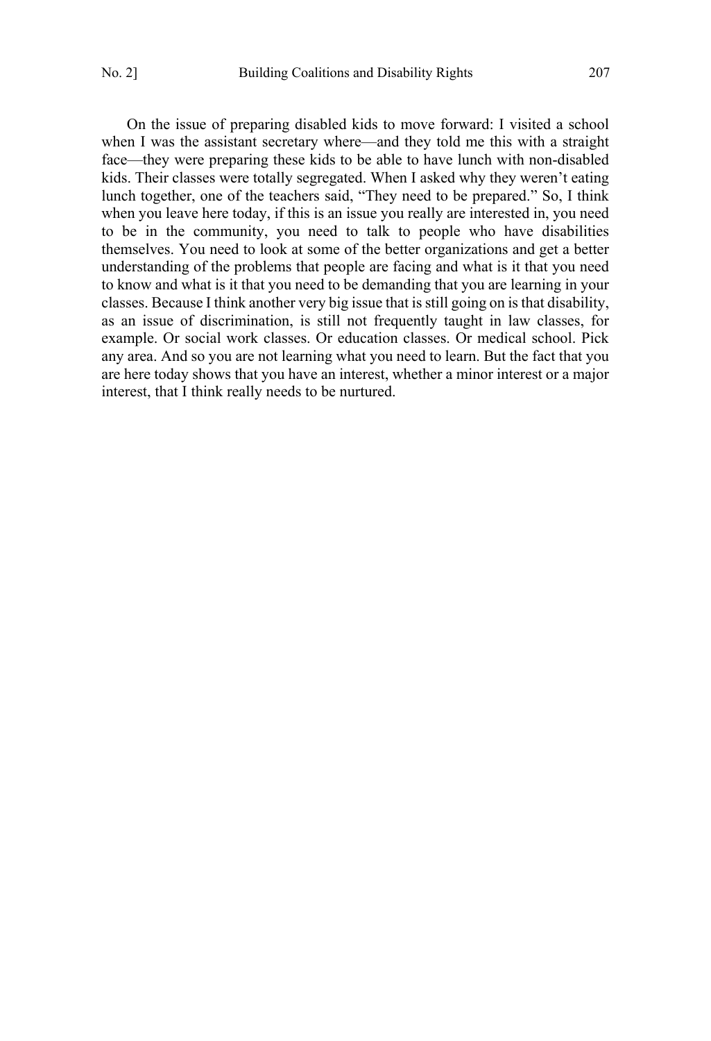On the issue of preparing disabled kids to move forward: I visited a school when I was the assistant secretary where—and they told me this with a straight face—they were preparing these kids to be able to have lunch with non-disabled kids. Their classes were totally segregated. When I asked why they weren't eating lunch together, one of the teachers said, "They need to be prepared." So, I think when you leave here today, if this is an issue you really are interested in, you need to be in the community, you need to talk to people who have disabilities themselves. You need to look at some of the better organizations and get a better understanding of the problems that people are facing and what is it that you need to know and what is it that you need to be demanding that you are learning in your classes. Because I think another very big issue that is still going on is that disability, as an issue of discrimination, is still not frequently taught in law classes, for example. Or social work classes. Or education classes. Or medical school. Pick any area. And so you are not learning what you need to learn. But the fact that you are here today shows that you have an interest, whether a minor interest or a major interest, that I think really needs to be nurtured.